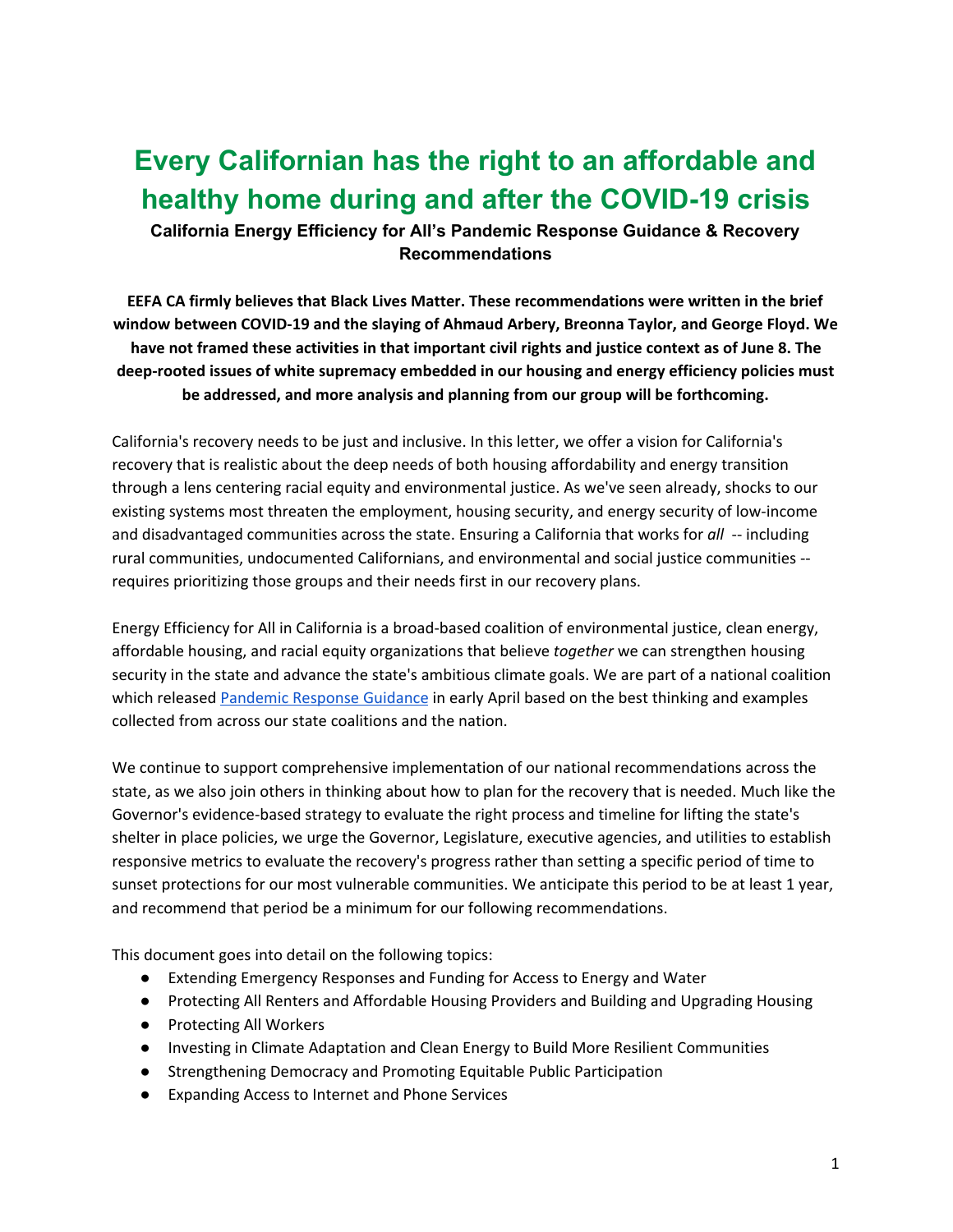# Every Californian has the right to an affordable and healthy home during and after the COVID-19 crisis

### California Energy Efficiency for All's Pandemic Response Guidance & Recovery Recommendations

**EEFA CA firmly believes that Black Lives Matter. These recommendations were written in the brief window between COVID-19 and the slaying of Ahmaud Arbery, Breonna Taylor, and George Floyd. We have not framed these activities in that important civil rights and justice context as of June 8. The deep-rooted issues of white supremacy embedded in our housing and energy efficiency policies must be addressed, and more analysis and planning from our group will be forthcoming.**

California's recovery needs to be just and inclusive. In this letter, we offer a vision for California's recovery that is realistic about the deep needs of both housing affordability and energy transition through a lens centering racial equity and environmental justice. As we've seen already, shocks to our existing systems most threaten the employment, housing security, and energy security of low-income and disadvantaged communities across the state. Ensuring a California that works for *all* -- including rural communities, undocumented Californians, and environmental and social justice communities -- requires prioritizing those groups and their needs first in our recovery plans.

Energy Efficiency for All in California is a broad-based coalition of environmental justice, clean energy, affordable housing, and racial equity organizations that believe *together* we can strengthen housing security in the state and advance the state's ambitious climate goals. We are part of a national coalition which released Pandemic Response Guidance in early April based on the best thinking and examples collected from across our state coalitions and the nation.

We continue to support comprehensive implementation of our national recommendations across the state, as we also join others in thinking about how to plan for the recovery that is needed. Much like the Governor's evidence-based strategy to evaluate the right process and timeline for lifting the state's shelter in place policies, we urge the Governor, Legislature, executive agencies, and utilities to establish responsive metrics to evaluate the recovery's progress rather than setting a specific period of time to sunset protections for our most vulnerable communities. We anticipate this period to be at least 1 year, and recommend that period be a minimum for our following recommendations.

This document goes into detail on the following topics:

- Extending Emergency Responses and Funding for Access to Energy and Water
- Protecting All Renters and Affordable Housing Providers and Building and Upgrading Housing
- Protecting All Workers
- Investing in Climate Adaptation and Clean Energy to Build More Resilient Communities
- Strengthening Democracy and Promoting Equitable Public Participation
- Expanding Access to Internet and Phone Services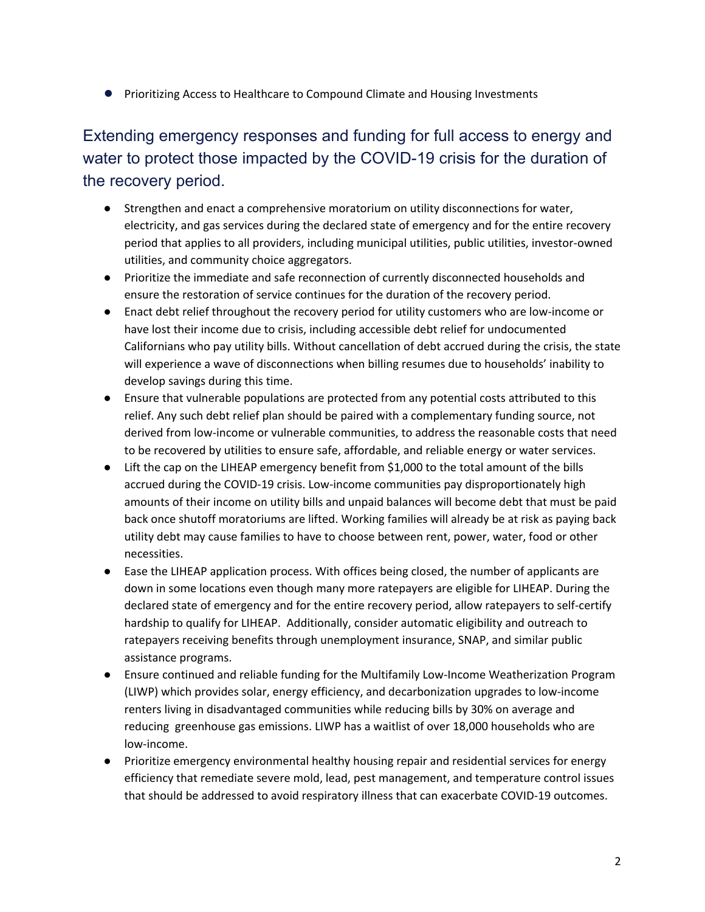- Prioritizing Access to Healthcare to Compound Climate and Housing Investments

## Extending emergency responses and funding for full access to energy and water to protect those impacted by the COVID-19 crisis for the duration of the recovery period.

- Strengthen and enact a comprehensive moratorium on utility disconnections for water, electricity, and gas services during the declared state of emergency and for the entire recovery period that applies to all providers, including municipal utilities, public utilities, investor-owned utilities, and community choice aggregators.
- Prioritize the immediate and safe reconnection of currently disconnected households and ensure the restoration of service continues for the duration of the recovery period.
- Enact debt relief throughout the recovery period for utility customers who are low-income or have lost their income due to crisis, including accessible debt relief for undocumented Californians who pay utility bills. Without cancellation of debt accrued during the crisis, the state will experience a wave of disconnections when billing resumes due to households' inability to develop savings during this time.
- Ensure that vulnerable populations are protected from any potential costs attributed to this relief. Any such debt relief plan should be paired with a complementary funding source, not derived from low-income or vulnerable communities, to address the reasonable costs that need to be recovered by utilities to ensure safe, affordable, and reliable energy or water services.
- Lift the cap on the LIHEAP emergency benefit from $1,000 to the total amount of the bills accrued during the COVID-19 crisis. Low-income communities pay disproportionately high amounts of their income on utility bills and unpaid balances will become debt that must be paid back once shutoff moratoriums are lifted. Working families will already be at risk as paying back utility debt may cause families to have to choose between rent, power, water, food or other necessities.
- Ease the LIHEAP application process. With offices being closed, the number of applicants are down in some locations even though many more ratepayers are eligible for LIHEAP. During the declared state of emergency and for the entire recovery period, allow ratepayers to self-certify hardship to qualify for LIHEAP. Additionally, consider automatic eligibility and outreach to ratepayers receiving benefits through unemployment insurance, SNAP, and similar public assistance programs.
- Ensure continued and reliable funding for the Multifamily Low-Income Weatherization Program (LIWP) which provides solar, energy efficiency, and decarbonization upgrades to low-income renters living in disadvantaged communities while reducing bills by 30% on average and reducing greenhouse gas emissions. LIWP has a waitlist of over 18,000 households who are low-income.
- Prioritize emergency environmental healthy housing repair and residential services for energy efficiency that remediate severe mold, lead, pest management, and temperature control issues that should be addressed to avoid respiratory illness that can exacerbate COVID-19 outcomes.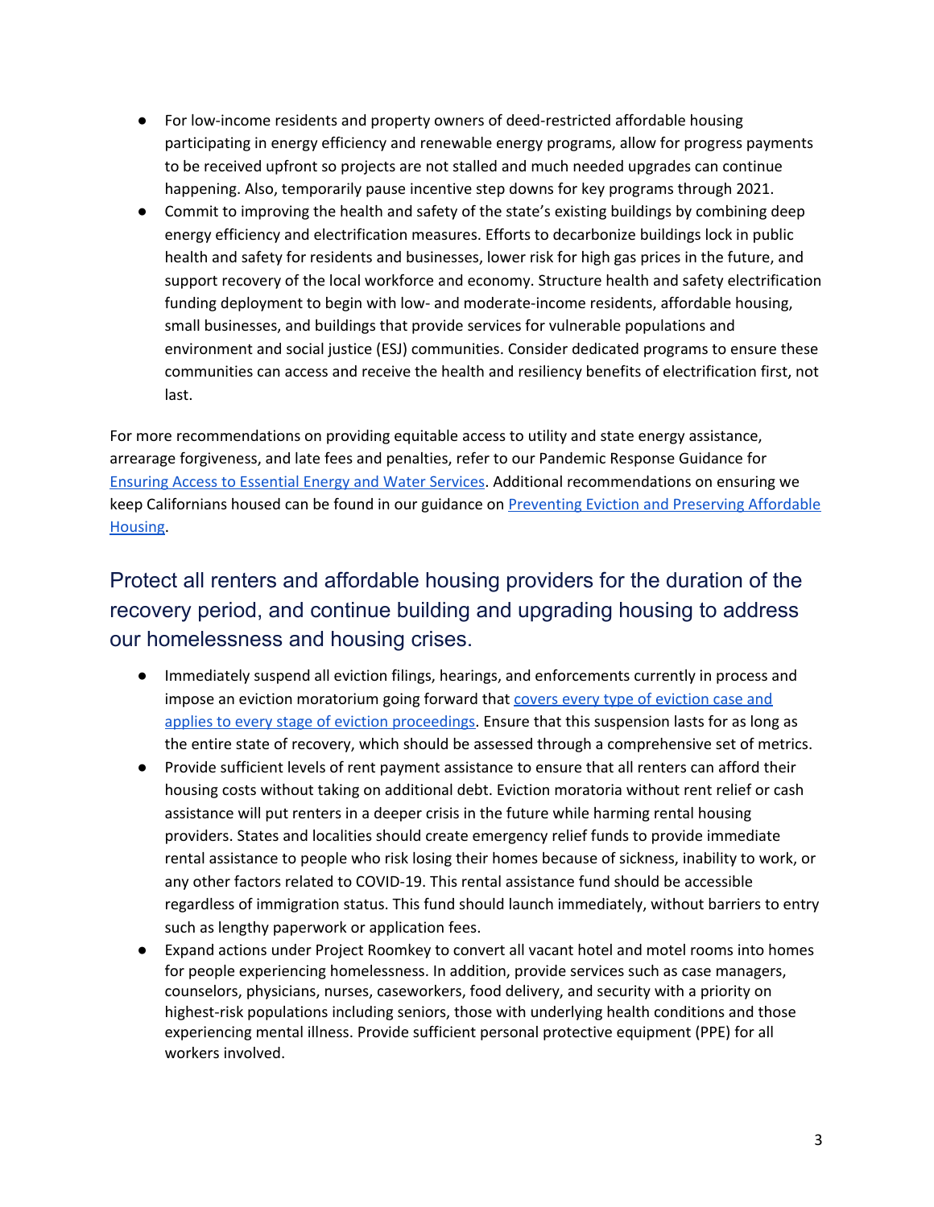- For low-income residents and property owners of deed-restricted affordable housing participating in energy efficiency and renewable energy programs, allow for progress payments to be received upfront so projects are not stalled and much needed upgrades can continue happening. Also, temporarily pause incentive step downs for key programs through 2021.
- Commit to improving the health and safety of the state's existing buildings by combining deep energy efficiency and electrification measures. Efforts to decarbonize buildings lock in public health and safety for residents and businesses, lower risk for high gas prices in the future, and support recovery of the local workforce and economy. Structure health and safety electrification funding deployment to begin with low- and moderate-income residents, affordable housing, small businesses, and buildings that provide services for vulnerable populations and environment and social justice (ESJ) communities. Consider dedicated programs to ensure these communities can access and receive the health and resiliency benefits of electrification first, not last.

For more recommendations on providing equitable access to utility and state energy assistance, arrearage forgiveness, and late fees and penalties, refer to our Pandemic Response Guidance for Ensuring Access to Essential Energy and Water Services. Additional recommendations on ensuring we keep Californians housed can be found in our guidance on Preventing Eviction and Preserving Affordable Housing.

## Protect all renters and affordable housing providers for the duration of the recovery period, and continue building and upgrading housing to address our homelessness and housing crises.

- Immediately suspend all eviction filings, hearings, and enforcements currently in process and impose an eviction moratorium going forward that covers every type of eviction case and applies to every stage of eviction proceedings. Ensure that this suspension lasts for as long as the entire state of recovery, which should be assessed through a comprehensive set of metrics.
- Provide sufficient levels of rent payment assistance to ensure that all renters can afford their housing costs without taking on additional debt. Eviction moratoria without rent relief or cash assistance will put renters in a deeper crisis in the future while harming rental housing providers. States and localities should create emergency relief funds to provide immediate rental assistance to people who risk losing their homes because of sickness, inability to work, or any other factors related to COVID-19. This rental assistance fund should be accessible regardless of immigration status. This fund should launch immediately, without barriers to entry such as lengthy paperwork or application fees.
- Expand actions under Project Roomkey to convert all vacant hotel and motel rooms into homes for people experiencing homelessness. In addition, provide services such as case managers, counselors, physicians, nurses, caseworkers, food delivery, and security with a priority on highest-risk populations including seniors, those with underlying health conditions and those experiencing mental illness. Provide sufficient personal protective equipment (PPE) for all workers involved.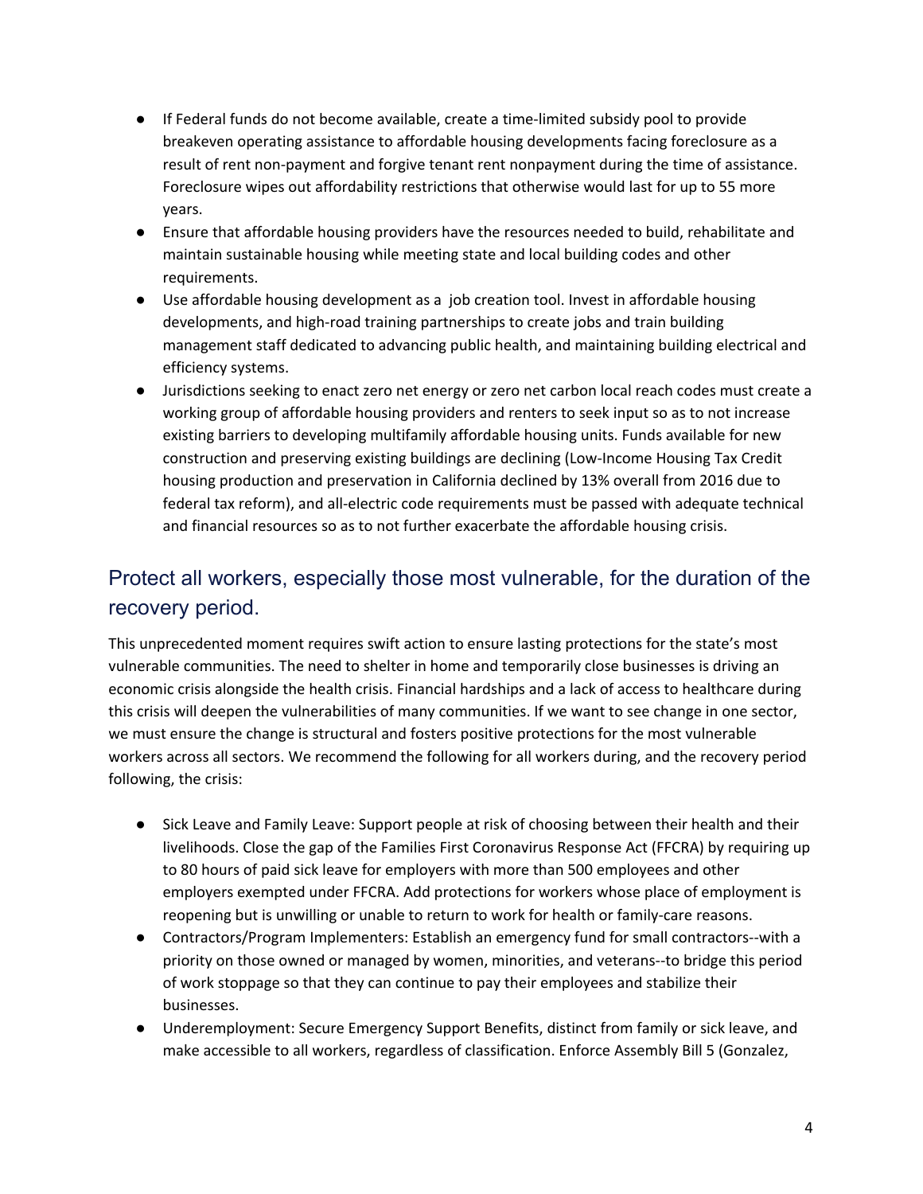- If Federal funds do not become available, create a time-limited subsidy pool to provide breakeven operating assistance to affordable housing developments facing foreclosure as a result of rent non-payment and forgive tenant rent nonpayment during the time of assistance. Foreclosure wipes out affordability restrictions that otherwise would last for up to 55 more years.
- Ensure that affordable housing providers have the resources needed to build, rehabilitate and maintain sustainable housing while meeting state and local building codes and other requirements.
- Use affordable housing development as a job creation tool. Invest in affordable housing developments, and high-road training partnerships to create jobs and train building management staff dedicated to advancing public health, and maintaining building electrical and efficiency systems.
- Jurisdictions seeking to enact zero net energy or zero net carbon local reach codes must create a working group of affordable housing providers and renters to seek input so as to not increase existing barriers to developing multifamily affordable housing units. Funds available for new construction and preserving existing buildings are declining (Low-Income Housing Tax Credit housing production and preservation in California declined by 13% overall from 2016 due to federal tax reform), and all-electric code requirements must be passed with adequate technical and financial resources so as to not further exacerbate the affordable housing crisis.

## Protect all workers, especially those most vulnerable, for the duration of the recovery period.

This unprecedented moment requires swift action to ensure lasting protections for the state's most vulnerable communities. The need to shelter in home and temporarily close businesses is driving an economic crisis alongside the health crisis. Financial hardships and a lack of access to healthcare during this crisis will deepen the vulnerabilities of many communities. If we want to see change in one sector, we must ensure the change is structural and fosters positive protections for the most vulnerable workers across all sectors. We recommend the following for all workers during, and the recovery period following, the crisis:

- Sick Leave and Family Leave: Support people at risk of choosing between their health and their livelihoods. Close the gap of the Families First Coronavirus Response Act (FFCRA) by requiring up to 80 hours of paid sick leave for employers with more than 500 employees and other employers exempted under FFCRA. Add protections for workers whose place of employment is reopening but is unwilling or unable to return to work for health or family-care reasons.
- Contractors/Program Implementers: Establish an emergency fund for small contractors--with a priority on those owned or managed by women, minorities, and veterans--to bridge this period of work stoppage so that they can continue to pay their employees and stabilize their businesses.
- Underemployment: Secure Emergency Support Benefits, distinct from family or sick leave, and make accessible to all workers, regardless of classification. Enforce Assembly Bill 5 (Gonzalez,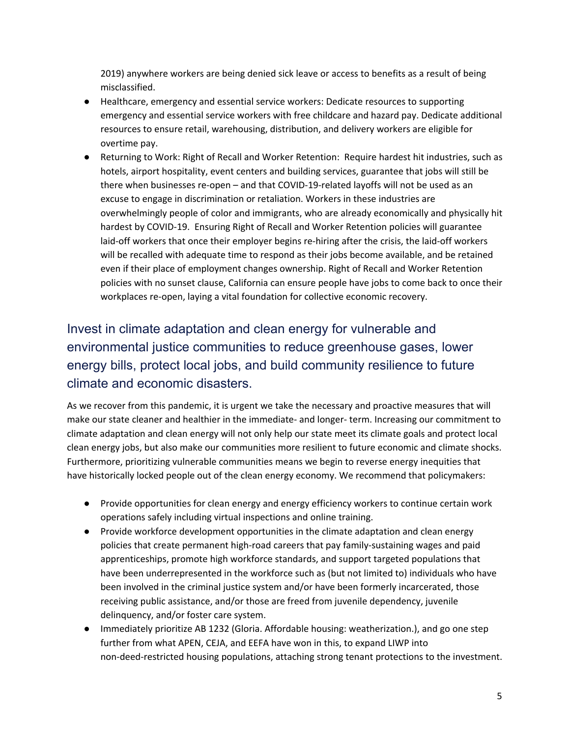2019) anywhere workers are being denied sick leave or access to benefits as a result of being misclassified.

- Healthcare, emergency and essential service workers: Dedicate resources to supporting emergency and essential service workers with free childcare and hazard pay. Dedicate additional resources to ensure retail, warehousing, distribution, and delivery workers are eligible for overtime pay.
- Returning to Work: Right of Recall and Worker Retention: Require hardest hit industries, such as hotels, airport hospitality, event centers and building services, guarantee that jobs will still be there when businesses re-open – and that COVID-19-related layoffs will not be used as an excuse to engage in discrimination or retaliation. Workers in these industries are overwhelmingly people of color and immigrants, who are already economically and physically hit hardest by COVID-19. Ensuring Right of Recall and Worker Retention policies will guarantee laid-off workers that once their employer begins re-hiring after the crisis, the laid-off workers will be recalled with adequate time to respond as their jobs become available, and be retained even if their place of employment changes ownership. Right of Recall and Worker Retention policies with no sunset clause, California can ensure people have jobs to come back to once their workplaces re-open, laying a vital foundation for collective economic recovery.

## Invest in climate adaptation and clean energy for vulnerable and environmental justice communities to reduce greenhouse gases, lower energy bills, protect local jobs, and build community resilience to future climate and economic disasters.

As we recover from this pandemic, it is urgent we take the necessary and proactive measures that will make our state cleaner and healthier in the immediate- and longer- term. Increasing our commitment to climate adaptation and clean energy will not only help our state meet its climate goals and protect local clean energy jobs, but also make our communities more resilient to future economic and climate shocks. Furthermore, prioritizing vulnerable communities means we begin to reverse energy inequities that have historically locked people out of the clean energy economy. We recommend that policymakers:

- Provide opportunities for clean energy and energy efficiency workers to continue certain work operations safely including virtual inspections and online training.
- Provide workforce development opportunities in the climate adaptation and clean energy policies that create permanent high-road careers that pay family-sustaining wages and paid apprenticeships, promote high workforce standards, and support targeted populations that have been underrepresented in the workforce such as (but not limited to) individuals who have been involved in the criminal justice system and/or have been formerly incarcerated, those receiving public assistance, and/or those are freed from juvenile dependency, juvenile delinquency, and/or foster care system.
- Immediately prioritize AB 1232 (Gloria. Affordable housing: weatherization.), and go one step further from what APEN, CEJA, and EEFA have won in this, to expand LIWP into non-deed-restricted housing populations, attaching strong tenant protections to the investment.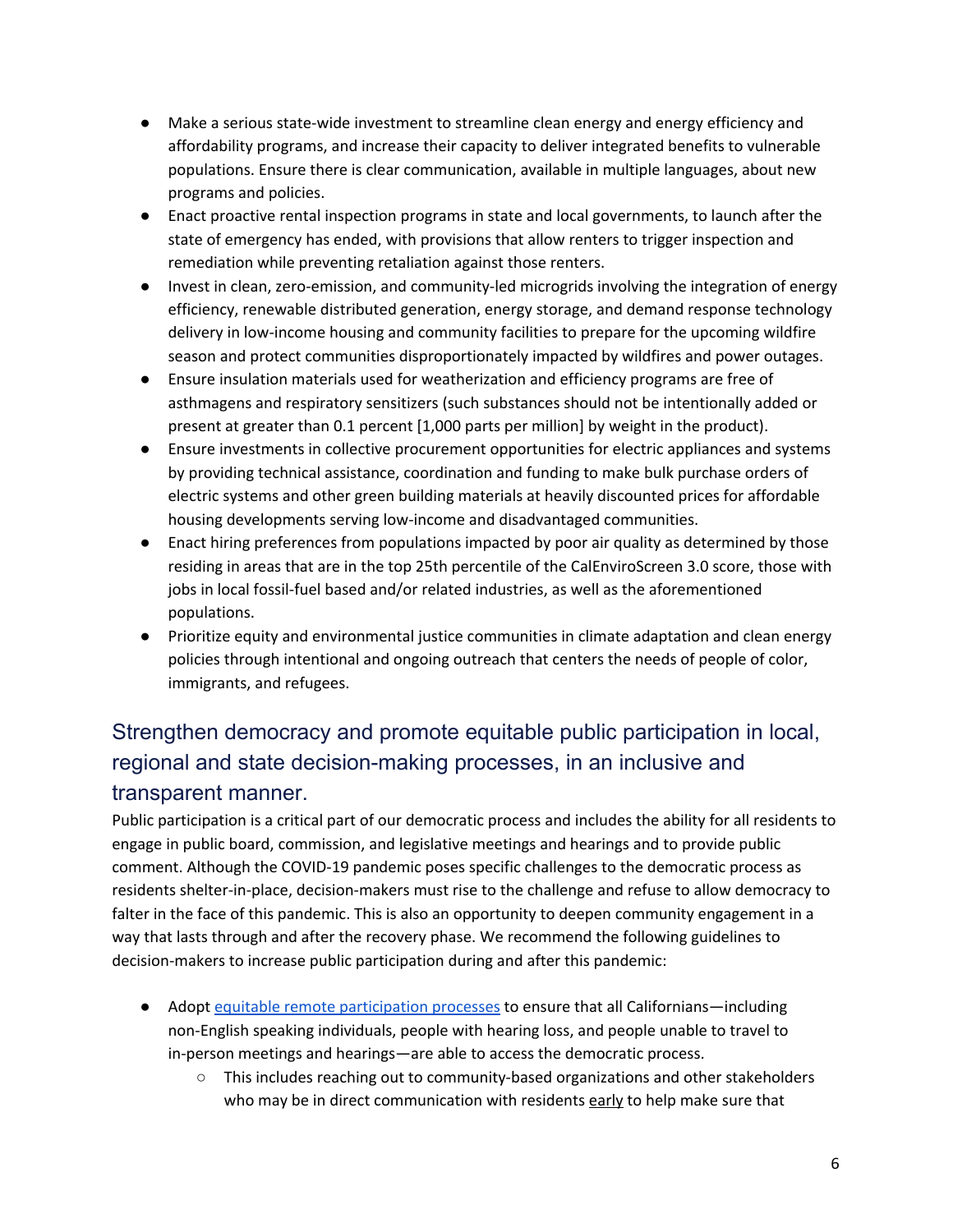- Make a serious state-wide investment to streamline clean energy and energy efficiency and affordability programs, and increase their capacity to deliver integrated benefits to vulnerable populations. Ensure there is clear communication, available in multiple languages, about new programs and policies.
- Enact proactive rental inspection programs in state and local governments, to launch after the state of emergency has ended, with provisions that allow renters to trigger inspection and remediation while preventing retaliation against those renters.
- Invest in clean, zero-emission, and community-led microgrids involving the integration of energy efficiency, renewable distributed generation, energy storage, and demand response technology delivery in low-income housing and community facilities to prepare for the upcoming wildfire season and protect communities disproportionately impacted by wildfires and power outages.
- Ensure insulation materials used for weatherization and efficiency programs are free of asthmagens and respiratory sensitizers (such substances should not be intentionally added or present at greater than 0.1 percent [1,000 parts per million] by weight in the product).
- Ensure investments in collective procurement opportunities for electric appliances and systems by providing technical assistance, coordination and funding to make bulk purchase orders of electric systems and other green building materials at heavily discounted prices for affordable housing developments serving low-income and disadvantaged communities.
- Enact hiring preferences from populations impacted by poor air quality as determined by those residing in areas that are in the top 25th percentile of the CalEnviroScreen 3.0 score, those with jobs in local fossil-fuel based and/or related industries, as well as the aforementioned populations.
- Prioritize equity and environmental justice communities in climate adaptation and clean energy policies through intentional and ongoing outreach that centers the needs of people of color, immigrants, and refugees.

## Strengthen democracy and promote equitable public participation in local, regional and state decision-making processes, in an inclusive and transparent manner.

Public participation is a critical part of our democratic process and includes the ability for all residents to engage in public board, commission, and legislative meetings and hearings and to provide public comment. Although the COVID-19 pandemic poses specific challenges to the democratic process as residents shelter-in-place, decision-makers must rise to the challenge and refuse to allow democracy to falter in the face of this pandemic. This is also an opportunity to deepen community engagement in a way that lasts through and after the recovery phase. We recommend the following guidelines to decision-makers to increase public participation during and after this pandemic:

- Adopt equitable remote participation processes to ensure that all Californians—including non-English speaking individuals, people with hearing loss, and people unable to travel to in-person meetings and hearings—are able to access the democratic process.
  - This includes reaching out to community-based organizations and other stakeholders who may be in direct communication with residents early to help make sure that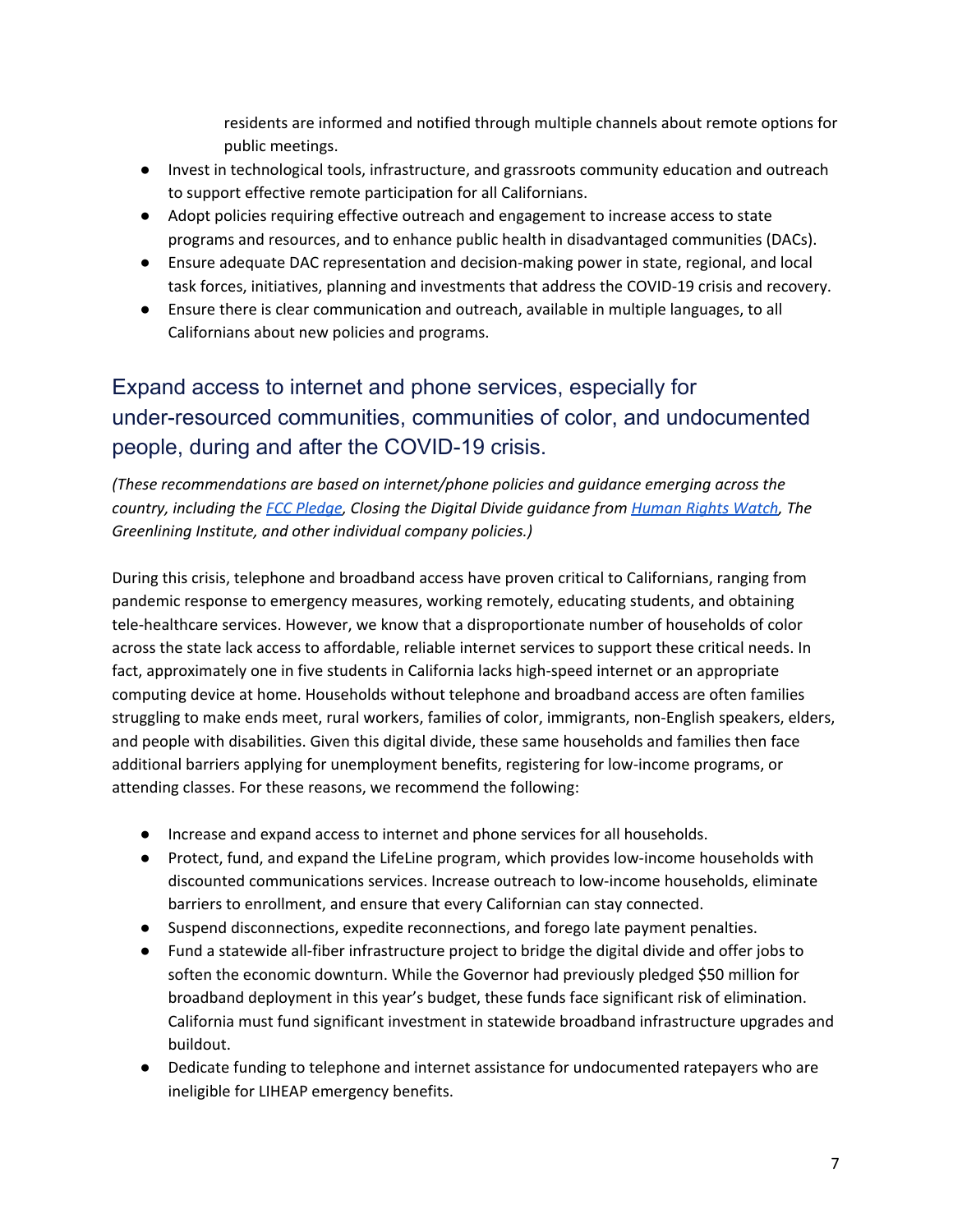residents are informed and notified through multiple channels about remote options for public meetings.

- Invest in technological tools, infrastructure, and grassroots community education and outreach to support effective remote participation for all Californians.
- Adopt policies requiring effective outreach and engagement to increase access to state programs and resources, and to enhance public health in disadvantaged communities (DACs).
- Ensure adequate DAC representation and decision-making power in state, regional, and local task forces, initiatives, planning and investments that address the COVID-19 crisis and recovery.
- Ensure there is clear communication and outreach, available in multiple languages, to all Californians about new policies and programs.

## Expand access to internet and phone services, especially for under-resourced communities, communities of color, and undocumented people, during and after the COVID-19 crisis.

*(These recommendations are based on internet/phone policies and guidance emerging across the country, including the FCC Pledge, Closing the Digital Divide guidance from Human Rights Watch, The Greenlining Institute, and other individual company policies.)*

During this crisis, telephone and broadband access have proven critical to Californians, ranging from pandemic response to emergency measures, working remotely, educating students, and obtaining tele-healthcare services. However, we know that a disproportionate number of households of color across the state lack access to affordable, reliable internet services to support these critical needs. In fact, approximately one in five students in California lacks high-speed internet or an appropriate computing device at home. Households without telephone and broadband access are often families struggling to make ends meet, rural workers, families of color, immigrants, non-English speakers, elders, and people with disabilities. Given this digital divide, these same households and families then face additional barriers applying for unemployment benefits, registering for low-income programs, or attending classes. For these reasons, we recommend the following:

- Increase and expand access to internet and phone services for all households.
- Protect, fund, and expand the LifeLine program, which provides low-income households with discounted communications services. Increase outreach to low-income households, eliminate barriers to enrollment, and ensure that every Californian can stay connected.
- Suspend disconnections, expedite reconnections, and forego late payment penalties.
- Fund a statewide all-fiber infrastructure project to bridge the digital divide and offer jobs to soften the economic downturn. While the Governor had previously pledged $50 million for broadband deployment in this year's budget, these funds face significant risk of elimination. California must fund significant investment in statewide broadband infrastructure upgrades and buildout.
- Dedicate funding to telephone and internet assistance for undocumented ratepayers who are ineligible for LIHEAP emergency benefits.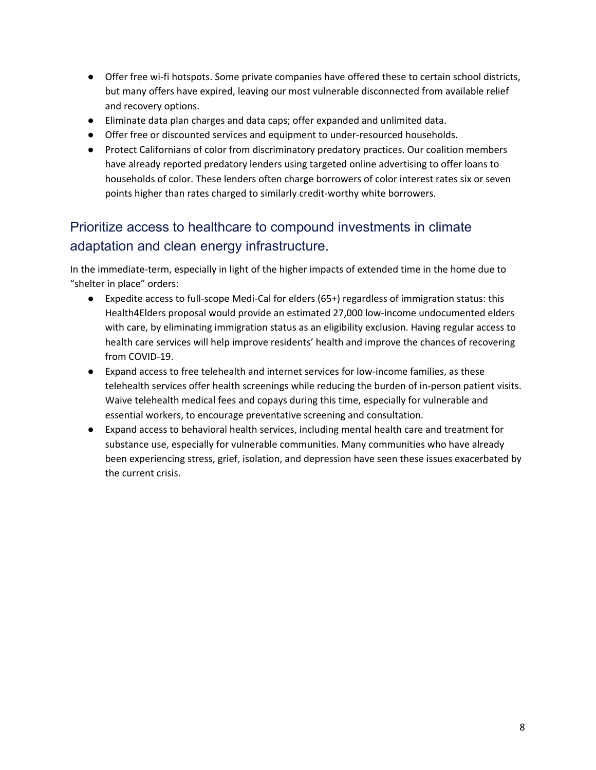- Offer free wi-fi hotspots. Some private companies have offered these to certain school districts, but many offers have expired, leaving our most vulnerable disconnected from available relief and recovery options.
- Eliminate data plan charges and data caps; offer expanded and unlimited data.
- Offer free or discounted services and equipment to under-resourced households.
- Protect Californians of color from discriminatory predatory practices. Our coalition members have already reported predatory lenders using targeted online advertising to offer loans to households of color. These lenders often charge borrowers of color interest rates six or seven points higher than rates charged to similarly credit-worthy white borrowers.

## Prioritize access to healthcare to compound investments in climate adaptation and clean energy infrastructure.

In the immediate-term, especially in light of the higher impacts of extended time in the home due to "shelter in place" orders:

- Expedite access to full-scope Medi-Cal for elders (65+) regardless of immigration status: this Health4Elders proposal would provide an estimated 27,000 low-income undocumented elders with care, by eliminating immigration status as an eligibility exclusion. Having regular access to health care services will help improve residents' health and improve the chances of recovering from COVID-19.
- Expand access to free telehealth and internet services for low-income families, as these telehealth services offer health screenings while reducing the burden of in-person patient visits. Waive telehealth medical fees and copays during this time, especially for vulnerable and essential workers, to encourage preventative screening and consultation.
- Expand access to behavioral health services, including mental health care and treatment for substance use, especially for vulnerable communities. Many communities who have already been experiencing stress, grief, isolation, and depression have seen these issues exacerbated by the current crisis.